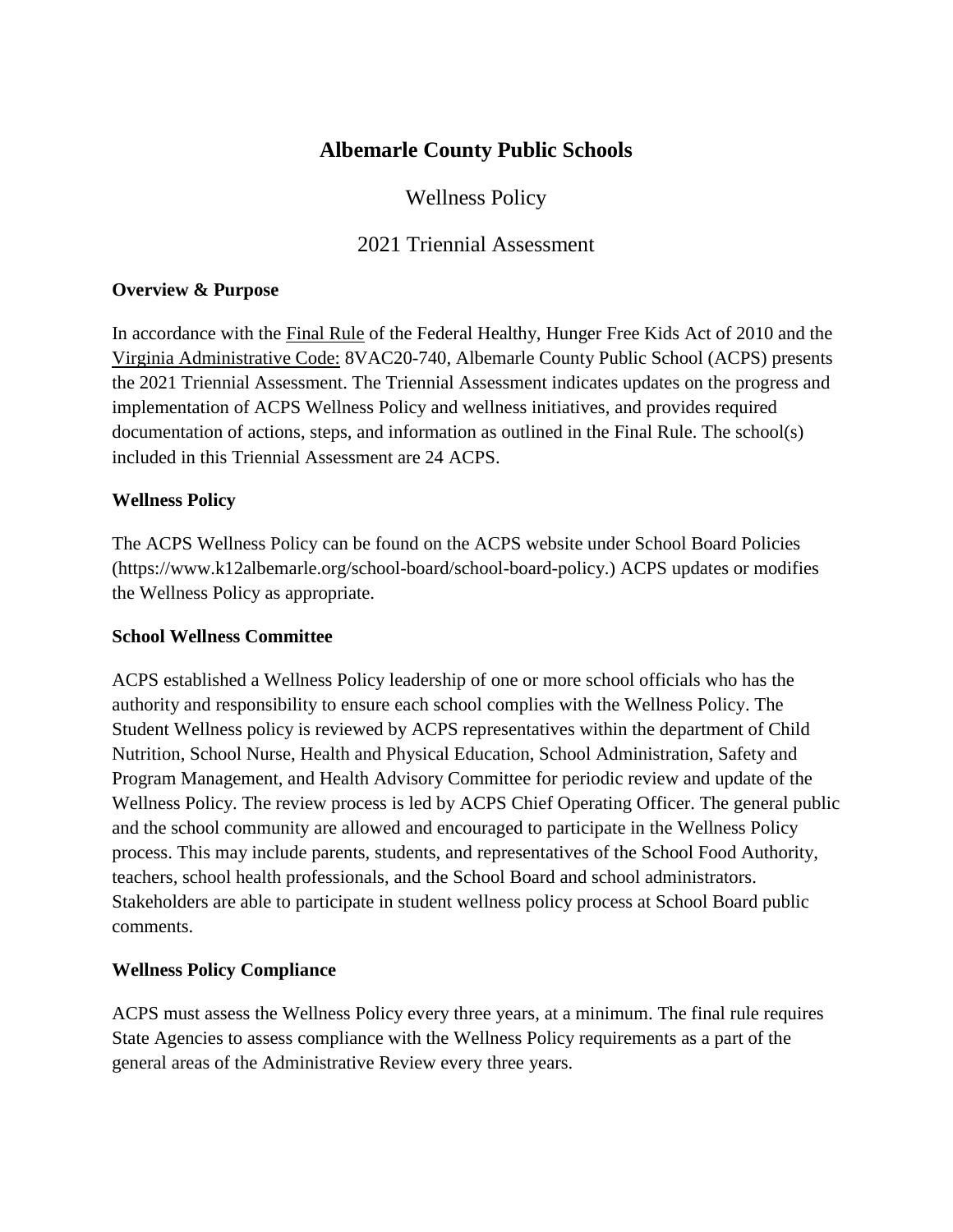# Albemarle County Public Schools

## Wellness Policy

## 2021 Triennial Assessment

### Overview & Purpose

In accordance with the Final Rule of the Federal Healthy, Hunger Free Kids Act of 2010 and the Virginia Administrative Code: 8VAC20-740, Albemarle County Public School (ACPS) presents the 2021 Triennial Assessment. The Triennial Assessment indicates updates on the progress and implementation of ACPS Wellness Policy and wellness initiatives, and provides required documentation of actions, steps, and information as outlined in the Final Rule. The school(s) included in this Triennial Assessment are 24 ACPS.

### Wellness Policy

The ACPS Wellness Policy can be found on the ACPS website under School Board Policies (https://www.k12albemarle.org/school-board/school-board-policy.) ACPS updates or modifies the Wellness Policy as appropriate.

### School Wellness Committee

ACPS established a Wellness Policy leadership of one or more school officials who has the authority and responsibility to ensure each school complies with the Wellness Policy. The Student Wellness policy is reviewed by ACPS representatives within the department of Child Nutrition, School Nurse, Health and Physical Education, School Administration, Safety and Program Management, and Health Advisory Committee for periodic review and update of the Wellness Policy. The review process is led by ACPS Chief Operating Officer. The general public and the school community are allowed and encouraged to participate in the Wellness Policy process. This may include parents, students, and representatives of the School Food Authority, teachers, school health professionals, and the School Board and school administrators. Stakeholders are able to participate in student wellness policy process at School Board public comments.

### Wellness Policy Compliance

ACPS must assess the Wellness Policy every three years, at a minimum. The final rule requires State Agencies to assess compliance with the Wellness Policy requirements as a part of the general areas of the Administrative Review every three years.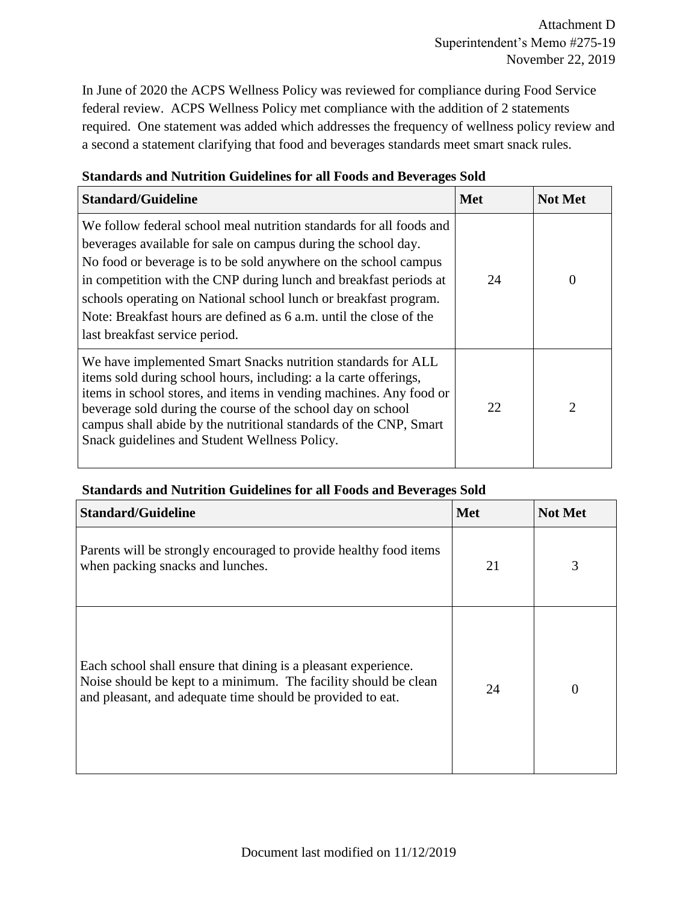Attachment D
Superintendent's Memo #275-19
November 22, 2019

In June of 2020 the ACPS Wellness Policy was reviewed for compliance during Food Service federal review. ACPS Wellness Policy met compliance with the addition of 2 statements required. One statement was added which addresses the frequency of wellness policy review and a second a statement clarifying that food and beverages standards meet smart snack rules.

**Standards and Nutrition Guidelines for all Foods and Beverages Sold**

| Standard/Guideline | Met | Not Met |
|---|---|---|
| We follow federal school meal nutrition standards for all foods and beverages available for sale on campus during the school day. No food or beverage is to be sold anywhere on the school campus in competition with the CNP during lunch and breakfast periods at schools operating on National school lunch or breakfast program. Note: Breakfast hours are defined as 6 a.m. until the close of the last breakfast service period. | 24 | 0 |
| We have implemented Smart Snacks nutrition standards for ALL items sold during school hours, including: a la carte offerings, items in school stores, and items in vending machines. Any food or beverage sold during the course of the school day on school campus shall abide by the nutritional standards of the CNP, Smart Snack guidelines and Student Wellness Policy. | 22 | 2 |

**Standards and Nutrition Guidelines for all Foods and Beverages Sold**

| Standard/Guideline | Met | Not Met |
|---|---|---|
| Parents will be strongly encouraged to provide healthy food items when packing snacks and lunches. | 21 | 3 |
| Each school shall ensure that dining is a pleasant experience. Noise should be kept to a minimum. The facility should be clean and pleasant, and adequate time should be provided to eat. | 24 | 0 |

Document last modified on 11/12/2019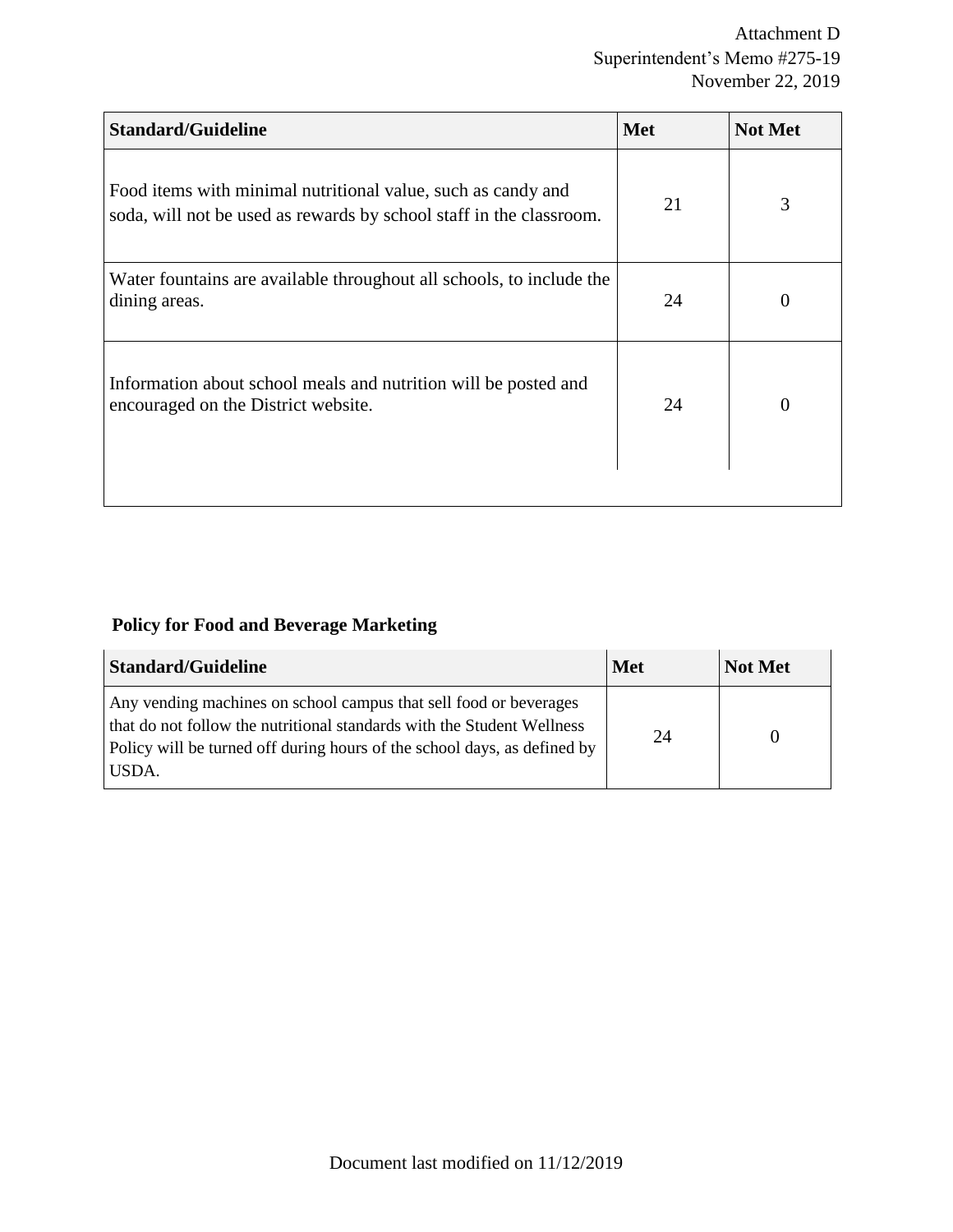| Standard/Guideline | Met | Not Met |
| --- | --- | --- |
| Food items with minimal nutritional value, such as candy and soda, will not be used as rewards by school staff in the classroom. | 21 | 3 |
| Water fountains are available throughout all schools, to include the dining areas. | 24 | 0 |
| Information about school meals and nutrition will be posted and encouraged on the District website. | 24 | 0 |

**Policy for Food and Beverage Marketing**

| Standard/Guideline | Met | Not Met |
| --- | --- | --- |
| Any vending machines on school campus that sell food or beverages that do not follow the nutritional standards with the Student Wellness Policy will be turned off during hours of the school days, as defined by USDA. | 24 | 0 |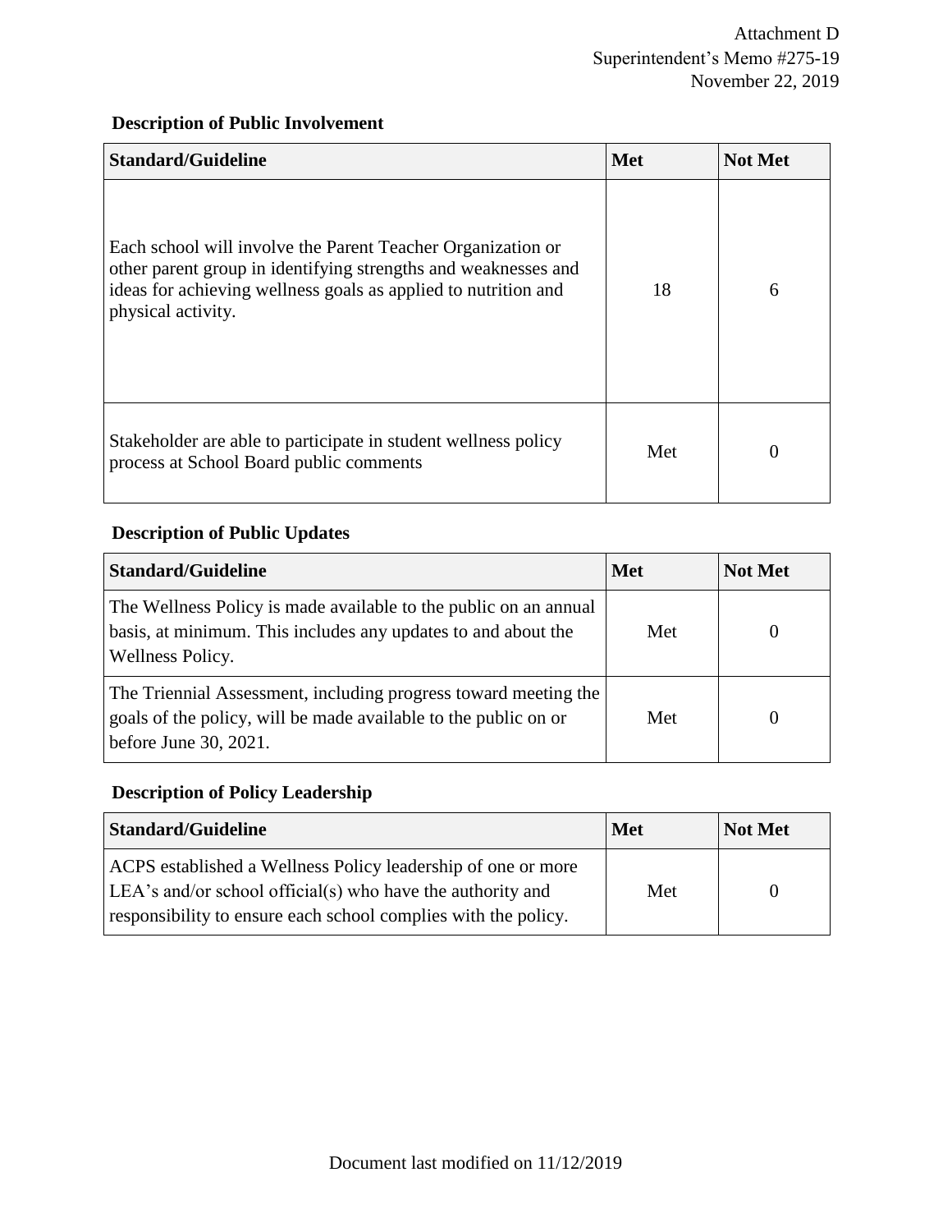Attachment D
Superintendent's Memo #275-19
November 22, 2019

**Description of Public Involvement**

| Standard/Guideline | Met | Not Met |
|---|---|---|
| Each school will involve the Parent Teacher Organization or other parent group in identifying strengths and weaknesses and ideas for achieving wellness goals as applied to nutrition and physical activity. | 18 | 6 |
| Stakeholder are able to participate in student wellness policy process at School Board public comments | Met | 0 |

**Description of Public Updates**

| Standard/Guideline | Met | Not Met |
|---|---|---|
| The Wellness Policy is made available to the public on an annual basis, at minimum. This includes any updates to and about the Wellness Policy. | Met | 0 |
| The Triennial Assessment, including progress toward meeting the goals of the policy, will be made available to the public on or before June 30, 2021. | Met | 0 |

**Description of Policy Leadership**

| Standard/Guideline | Met | Not Met |
|---|---|---|
| ACPS established a Wellness Policy leadership of one or more LEA's and/or school official(s) who have the authority and responsibility to ensure each school complies with the policy. | Met | 0 |

Document last modified on 11/12/2019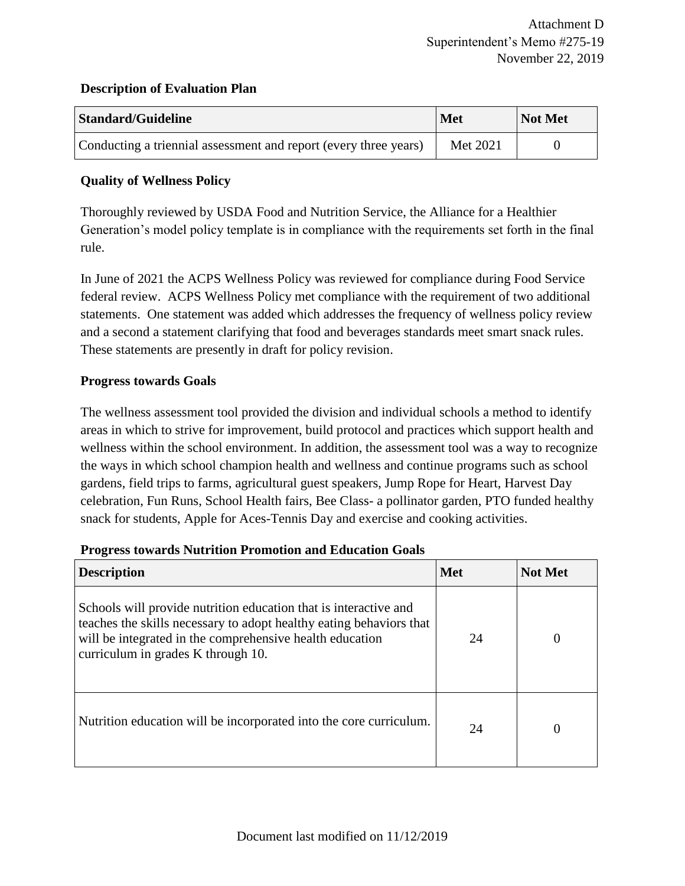Attachment D
Superintendent's Memo #275-19
November 22, 2019

**Description of Evaluation Plan**

| Standard/Guideline | Met | Not Met |
|---|---|---|
| Conducting a triennial assessment and report (every three years) | Met 2021 | 0 |

**Quality of Wellness Policy**

Thoroughly reviewed by USDA Food and Nutrition Service, the Alliance for a Healthier Generation's model policy template is in compliance with the requirements set forth in the final rule.

In June of 2021 the ACPS Wellness Policy was reviewed for compliance during Food Service federal review. ACPS Wellness Policy met compliance with the requirement of two additional statements. One statement was added which addresses the frequency of wellness policy review and a second a statement clarifying that food and beverages standards meet smart snack rules. These statements are presently in draft for policy revision.

**Progress towards Goals**

The wellness assessment tool provided the division and individual schools a method to identify areas in which to strive for improvement, build protocol and practices which support health and wellness within the school environment. In addition, the assessment tool was a way to recognize the ways in which school champion health and wellness and continue programs such as school gardens, field trips to farms, agricultural guest speakers, Jump Rope for Heart, Harvest Day celebration, Fun Runs, School Health fairs, Bee Class- a pollinator garden, PTO funded healthy snack for students, Apple for Aces-Tennis Day and exercise and cooking activities.

**Progress towards Nutrition Promotion and Education Goals**

| Description | Met | Not Met |
|---|---|---|
| Schools will provide nutrition education that is interactive and teaches the skills necessary to adopt healthy eating behaviors that will be integrated in the comprehensive health education curriculum in grades K through 10. | 24 | 0 |
| Nutrition education will be incorporated into the core curriculum. | 24 | 0 |

Document last modified on 11/12/2019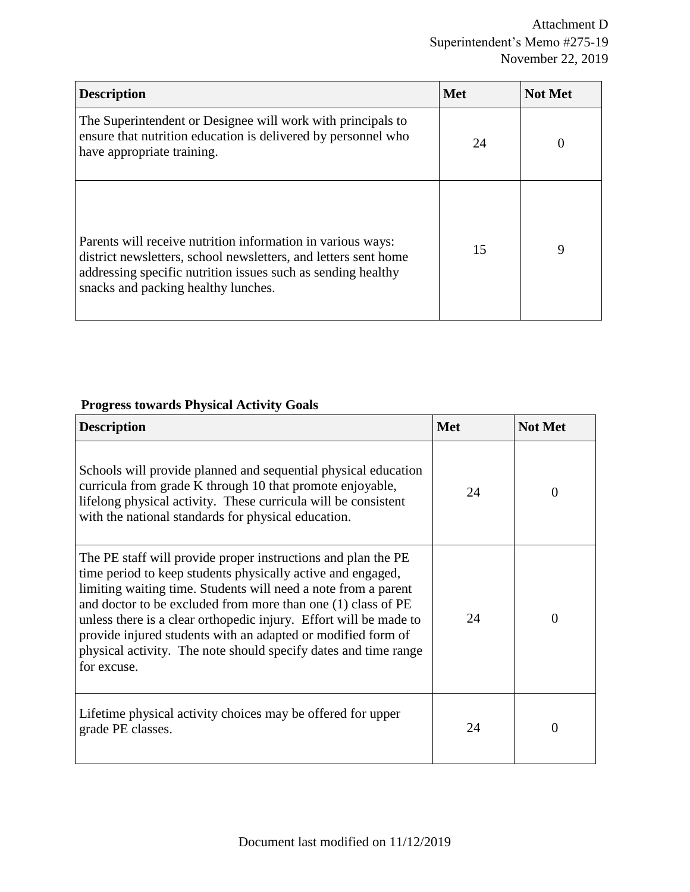| Description | Met | Not Met |
| --- | --- | --- |
| The Superintendent or Designee will work with principals to ensure that nutrition education is delivered by personnel who have appropriate training. | 24 | 0 |
| Parents will receive nutrition information in various ways: district newsletters, school newsletters, and letters sent home addressing specific nutrition issues such as sending healthy snacks and packing healthy lunches. | 15 | 9 |

**Progress towards Physical Activity Goals**

| Description | Met | Not Met |
| --- | --- | --- |
| Schools will provide planned and sequential physical education curricula from grade K through 10 that promote enjoyable, lifelong physical activity. These curricula will be consistent with the national standards for physical education. | 24 | 0 |
| The PE staff will provide proper instructions and plan the PE time period to keep students physically active and engaged, limiting waiting time. Students will need a note from a parent and doctor to be excluded from more than one (1) class of PE unless there is a clear orthopedic injury. Effort will be made to provide injured students with an adapted or modified form of physical activity. The note should specify dates and time range for excuse. | 24 | 0 |
| Lifetime physical activity choices may be offered for upper grade PE classes. | 24 | 0 |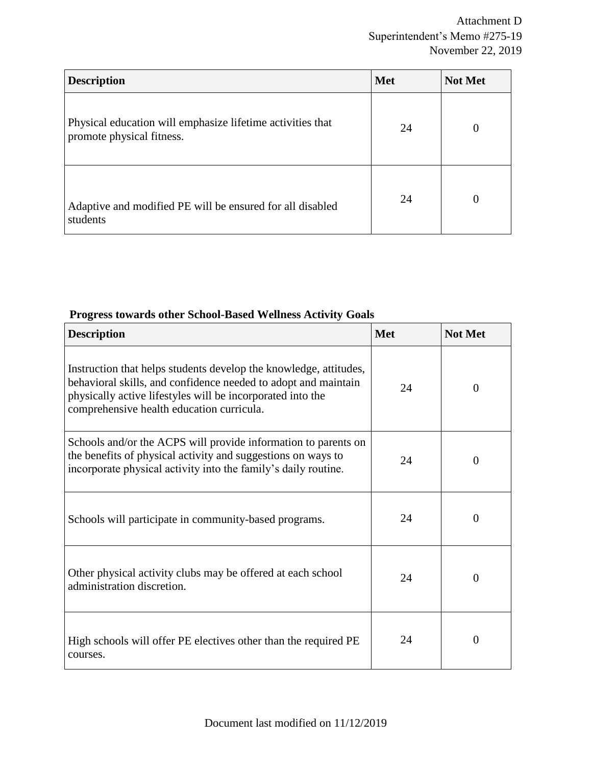| Description | Met | Not Met |
| --- | --- | --- |
| Physical education will emphasize lifetime activities that promote physical fitness. | 24 | 0 |
| Adaptive and modified PE will be ensured for all disabled students | 24 | 0 |

**Progress towards other School-Based Wellness Activity Goals**

| Description | Met | Not Met |
| --- | --- | --- |
| Instruction that helps students develop the knowledge, attitudes, behavioral skills, and confidence needed to adopt and maintain physically active lifestyles will be incorporated into the comprehensive health education curricula. | 24 | 0 |
| Schools and/or the ACPS will provide information to parents on the benefits of physical activity and suggestions on ways to incorporate physical activity into the family's daily routine. | 24 | 0 |
| Schools will participate in community-based programs. | 24 | 0 |
| Other physical activity clubs may be offered at each school administration discretion. | 24 | 0 |
| High schools will offer PE electives other than the required PE courses. | 24 | 0 |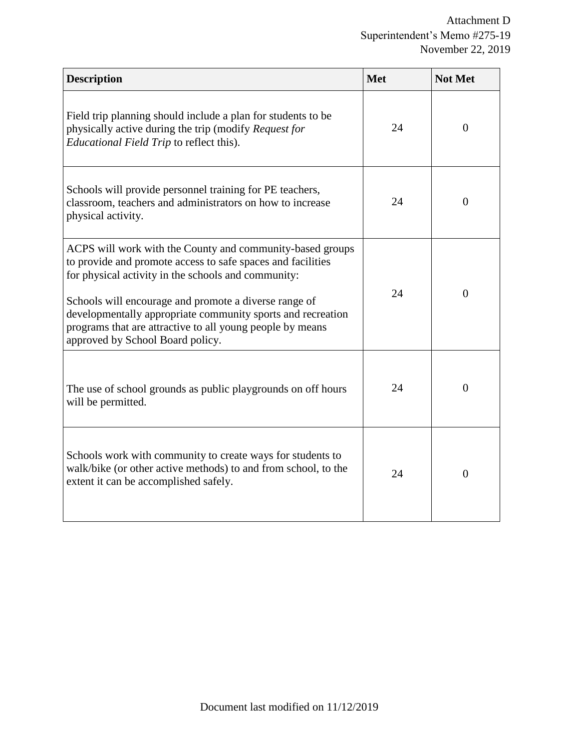Attachment D
Superintendent's Memo #275-19
November 22, 2019

| Description | Met | Not Met |
|---|---|---|
| Field trip planning should include a plan for students to be physically active during the trip (modify *Request for Educational Field Trip* to reflect this). | 24 | 0 |
| Schools will provide personnel training for PE teachers, classroom, teachers and administrators on how to increase physical activity. | 24 | 0 |
| ACPS will work with the County and community-based groups to provide and promote access to safe spaces and facilities for physical activity in the schools and community:<br><br>Schools will encourage and promote a diverse range of developmentally appropriate community sports and recreation programs that are attractive to all young people by means approved by School Board policy. | 24 | 0 |
| The use of school grounds as public playgrounds on off hours will be permitted. | 24 | 0 |
| Schools work with community to create ways for students to walk/bike (or other active methods) to and from school, to the extent it can be accomplished safely. | 24 | 0 |

Document last modified on 11/12/2019